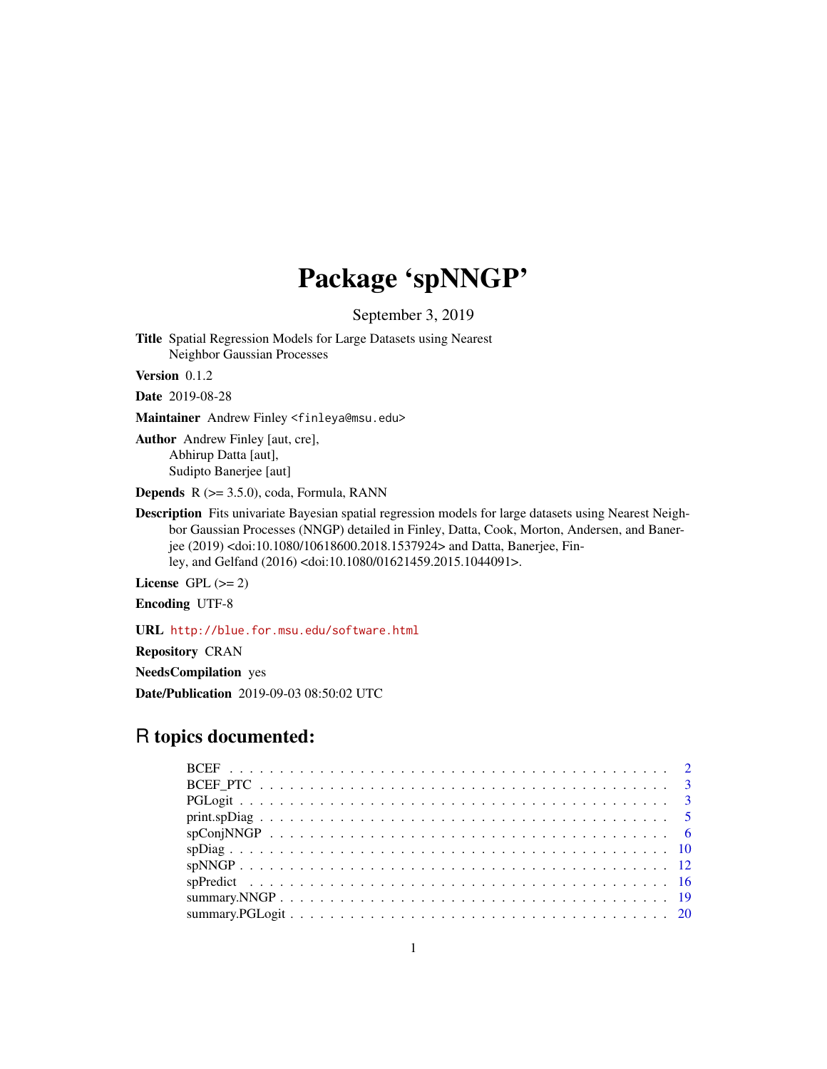# Package 'spNNGP'

September 3, 2019

**Title** Spatial Regression Models for Large Datasets using Nearest Neighbor Gaussian Processes

**Version** 0.1.2

**Date** 2019-08-28

**Maintainer** Andrew Finley <finleya@msu.edu>

**Author** Andrew Finley [aut, cre],  
Abhirup Datta [aut],  
Sudipto Banerjee [aut]

**Depends** R (>= 3.5.0), coda, Formula, RANN

**Description** Fits univariate Bayesian spatial regression models for large datasets using Nearest Neighbor Gaussian Processes (NNGP) detailed in Finley, Datta, Cook, Morton, Andersen, and Banerjee (2019) <doi:10.1080/10618600.2018.1537924> and Datta, Banerjee, Finley, and Gelfand (2016) <doi:10.1080/01621459.2015.1044091>.

**License** GPL (>= 2)

**Encoding** UTF-8

**URL** http://blue.for.msu.edu/software.html

**Repository** CRAN

**NeedsCompilation** yes

**Date/Publication** 2019-09-03 08:50:02 UTC

## R topics documented:

| | |
|---|---|
| BCEF | 2 |
| BCEF_PTC | 3 |
| PGLogit | 3 |
| print.spDiag | 5 |
| spConjNNGP | 6 |
| spDiag | 10 |
| spNNGP | 12 |
| spPredict | 16 |
| summary.NNGP | 19 |
| summary.PGLogit | 20 |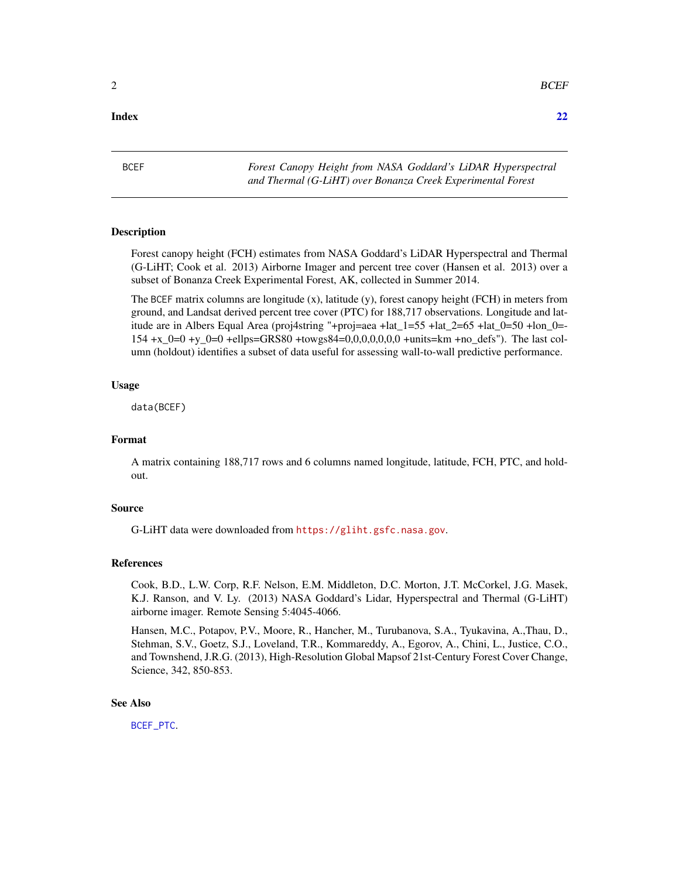**Index** **22**

---

BCEF — *Forest Canopy Height from NASA Goddard's LiDAR Hyperspectral and Thermal (G-LiHT) over Bonanza Creek Experimental Forest*

---

## Description

Forest canopy height (FCH) estimates from NASA Goddard's LiDAR Hyperspectral and Thermal (G-LiHT; Cook et al. 2013) Airborne Imager and percent tree cover (Hansen et al. 2013) over a subset of Bonanza Creek Experimental Forest, AK, collected in Summer 2014.

The BCEF matrix columns are longitude (x), latitude (y), forest canopy height (FCH) in meters from ground, and Landsat derived percent tree cover (PTC) for 188,717 observations. Longitude and latitude are in Albers Equal Area (proj4string "+proj=aea +lat_1=55 +lat_2=65 +lat_0=50 +lon_0=-154 +x_0=0 +y_0=0 +ellps=GRS80 +towgs84=0,0,0,0,0,0,0 +units=km +no_defs"). The last column (holdout) identifies a subset of data useful for assessing wall-to-wall predictive performance.

## Usage

```
data(BCEF)
```

## Format

A matrix containing 188,717 rows and 6 columns named longitude, latitude, FCH, PTC, and holdout.

## Source

G-LiHT data were downloaded from https://gliht.gsfc.nasa.gov.

## References

Cook, B.D., L.W. Corp, R.F. Nelson, E.M. Middleton, D.C. Morton, J.T. McCorkel, J.G. Masek, K.J. Ranson, and V. Ly. (2013) NASA Goddard's Lidar, Hyperspectral and Thermal (G-LiHT) airborne imager. Remote Sensing 5:4045-4066.

Hansen, M.C., Potapov, P.V., Moore, R., Hancher, M., Turubanova, S.A., Tyukavina, A.,Thau, D., Stehman, S.V., Goetz, S.J., Loveland, T.R., Kommareddy, A., Egorov, A., Chini, L., Justice, C.O., and Townshend, J.R.G. (2013), High-Resolution Global Mapsof 21st-Century Forest Cover Change, Science, 342, 850-853.

## See Also

BCEF_PTC.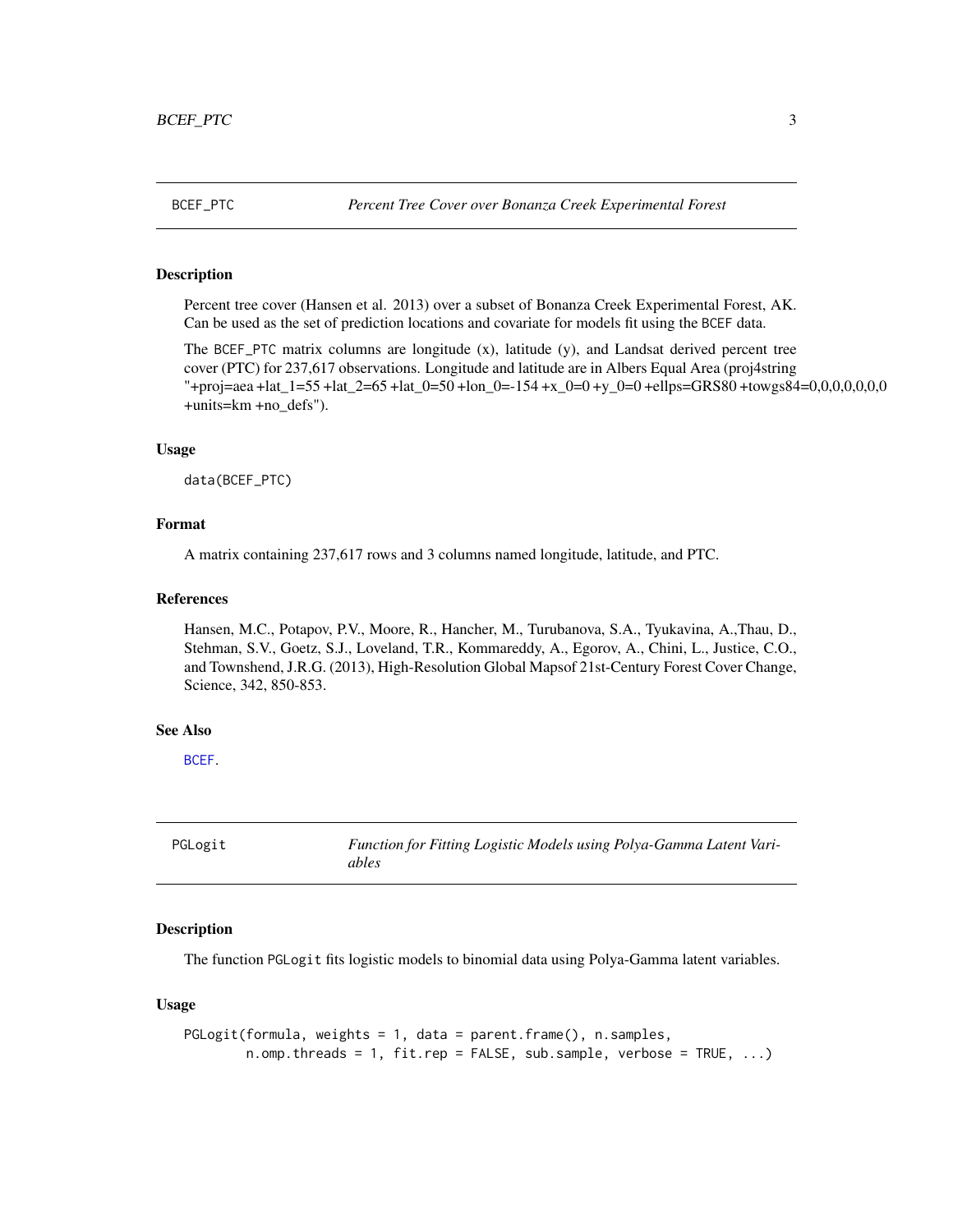## BCEF_PTC — *Percent Tree Cover over Bonanza Creek Experimental Forest*

### Description

Percent tree cover (Hansen et al. 2013) over a subset of Bonanza Creek Experimental Forest, AK. Can be used as the set of prediction locations and covariate for models fit using the `BCEF` data.

The `BCEF_PTC` matrix columns are longitude (x), latitude (y), and Landsat derived percent tree cover (PTC) for 237,617 observations. Longitude and latitude are in Albers Equal Area (proj4string "+proj=aea +lat_1=55 +lat_2=65 +lat_0=50 +lon_0=-154 +x_0=0 +y_0=0 +ellps=GRS80 +towgs84=0,0,0,0,0,0,0 +units=km +no_defs").

### Usage

```
data(BCEF_PTC)
```

### Format

A matrix containing 237,617 rows and 3 columns named longitude, latitude, and PTC.

### References

Hansen, M.C., Potapov, P.V., Moore, R., Hancher, M., Turubanova, S.A., Tyukavina, A.,Thau, D., Stehman, S.V., Goetz, S.J., Loveland, T.R., Kommareddy, A., Egorov, A., Chini, L., Justice, C.O., and Townshend, J.R.G. (2013), High-Resolution Global Mapsof 21st-Century Forest Cover Change, Science, 342, 850-853.

### See Also

`BCEF`.

## PGLogit — *Function for Fitting Logistic Models using Polya-Gamma Latent Variables*

### Description

The function `PGLogit` fits logistic models to binomial data using Polya-Gamma latent variables.

### Usage

```
PGLogit(formula, weights = 1, data = parent.frame(), n.samples,
        n.omp.threads = 1, fit.rep = FALSE, sub.sample, verbose = TRUE, ...)
```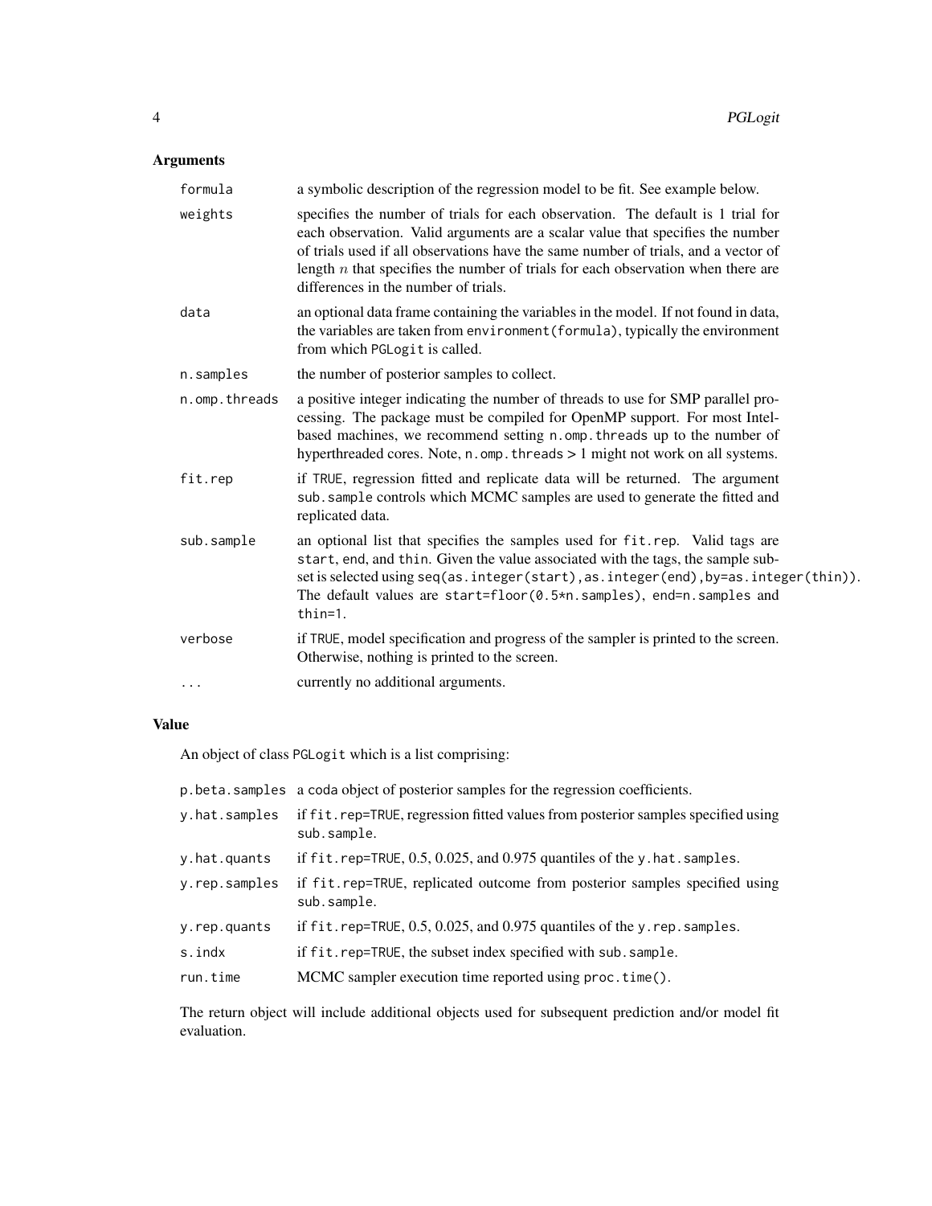## Arguments

| | |
|---|---|
| `formula` | a symbolic description of the regression model to be fit. See example below. |
| `weights` | specifies the number of trials for each observation. The default is 1 trial for each observation. Valid arguments are a scalar value that specifies the number of trials used if all observations have the same number of trials, and a vector of length $n$ that specifies the number of trials for each observation when there are differences in the number of trials. |
| `data` | an optional data frame containing the variables in the model. If not found in data, the variables are taken from `environment(formula)`, typically the environment from which `PGLogit` is called. |
| `n.samples` | the number of posterior samples to collect. |
| `n.omp.threads` | a positive integer indicating the number of threads to use for SMP parallel processing. The package must be compiled for OpenMP support. For most Intel-based machines, we recommend setting `n.omp.threads` up to the number of hyperthreaded cores. Note, `n.omp.threads` > 1 might not work on all systems. |
| `fit.rep` | if `TRUE`, regression fitted and replicate data will be returned. The argument `sub.sample` controls which MCMC samples are used to generate the fitted and replicated data. |
| `sub.sample` | an optional list that specifies the samples used for `fit.rep`. Valid tags are `start`, `end`, and `thin`. Given the value associated with the tags, the sample subset is selected using `seq(as.integer(start),as.integer(end),by=as.integer(thin))`. The default values are `start=floor(0.5*n.samples)`, `end=n.samples` and `thin=1`. |
| `verbose` | if `TRUE`, model specification and progress of the sampler is printed to the screen. Otherwise, nothing is printed to the screen. |
| `...` | currently no additional arguments. |

## Value

An object of class `PGLogit` which is a list comprising:

| | |
|---|---|
| `p.beta.samples` | a `coda` object of posterior samples for the regression coefficients. |
| `y.hat.samples` | if `fit.rep=TRUE`, regression fitted values from posterior samples specified using `sub.sample`. |
| `y.hat.quants` | if `fit.rep=TRUE`, 0.5, 0.025, and 0.975 quantiles of the `y.hat.samples`. |
| `y.rep.samples` | if `fit.rep=TRUE`, replicated outcome from posterior samples specified using `sub.sample`. |
| `y.rep.quants` | if `fit.rep=TRUE`, 0.5, 0.025, and 0.975 quantiles of the `y.rep.samples`. |
| `s.indx` | if `fit.rep=TRUE`, the subset index specified with `sub.sample`. |
| `run.time` | MCMC sampler execution time reported using `proc.time()`. |

The return object will include additional objects used for subsequent prediction and/or model fit evaluation.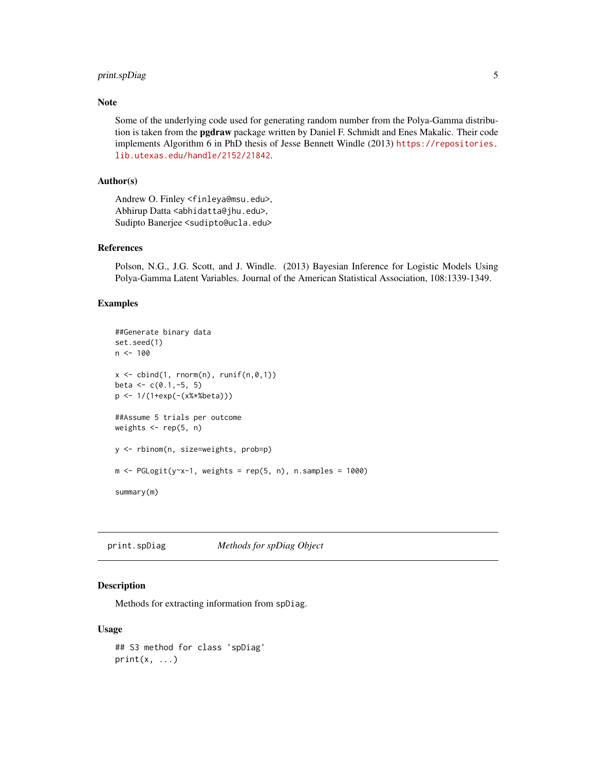## Note

Some of the underlying code used for generating random number from the Polya-Gamma distribution is taken from the **pgdraw** package written by Daniel F. Schmidt and Enes Makalic. Their code implements Algorithm 6 in PhD thesis of Jesse Bennett Windle (2013) https://repositories.lib.utexas.edu/handle/2152/21842.

## Author(s)

Andrew O. Finley <finleya@msu.edu>,
Abhirup Datta <abhidatta@jhu.edu>,
Sudipto Banerjee <sudipto@ucla.edu>

## References

Polson, N.G., J.G. Scott, and J. Windle. (2013) Bayesian Inference for Logistic Models Using Polya-Gamma Latent Variables. Journal of the American Statistical Association, 108:1339-1349.

## Examples

```
##Generate binary data
set.seed(1)
n <- 100

x <- cbind(1, rnorm(n), runif(n,0,1))
beta <- c(0.1,-5, 5)
p <- 1/(1+exp(-(x%*%beta)))

##Assume 5 trials per outcome
weights <- rep(5, n)

y <- rbinom(n, size=weights, prob=p)

m <- PGLogit(y~x-1, weights = rep(5, n), n.samples = 1000)

summary(m)
```

---

# print.spDiag *Methods for spDiag Object*

---

## Description

Methods for extracting information from `spDiag`.

## Usage

```
## S3 method for class 'spDiag'
print(x, ...)
```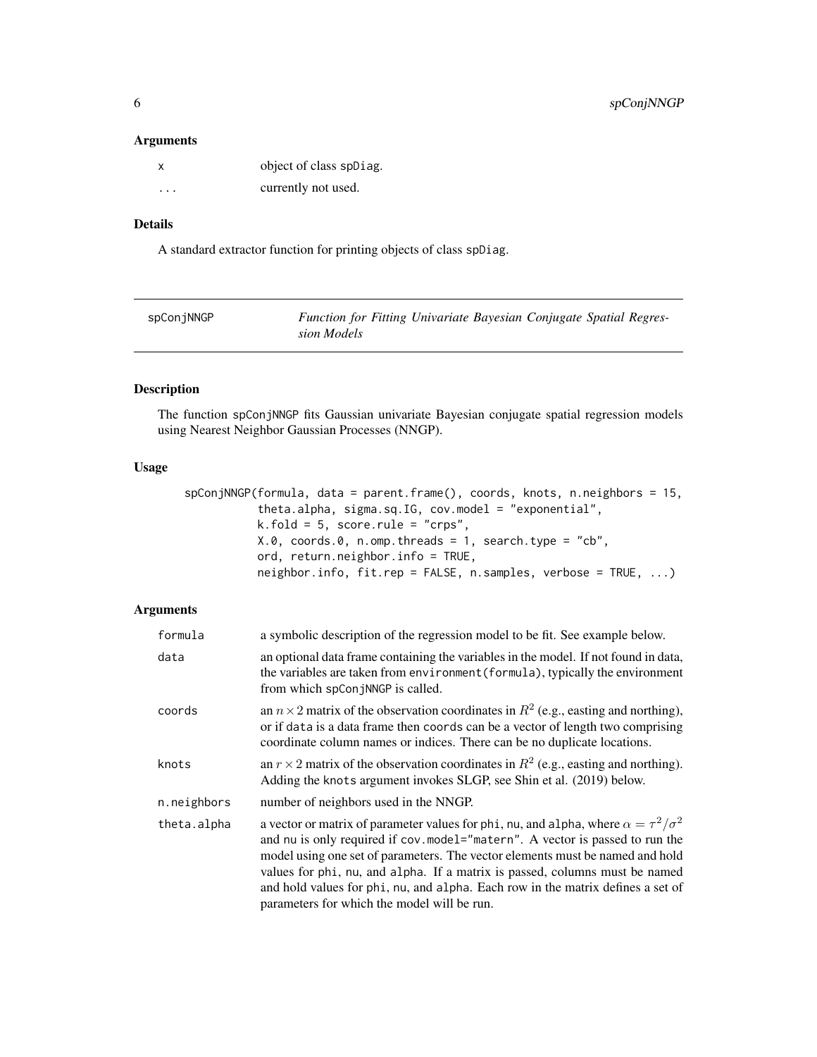### Arguments

| | |
|---|---|
| x | object of class spDiag. |
| ... | currently not used. |

### Details

A standard extractor function for printing objects of class spDiag.

---

## spConjNNGP — *Function for Fitting Univariate Bayesian Conjugate Spatial Regression Models*

---

### Description

The function spConjNNGP fits Gaussian univariate Bayesian conjugate spatial regression models using Nearest Neighbor Gaussian Processes (NNGP).

### Usage

```
spConjNNGP(formula, data = parent.frame(), coords, knots, n.neighbors = 15,
           theta.alpha, sigma.sq.IG, cov.model = "exponential",
           k.fold = 5, score.rule = "crps",
           X.0, coords.0, n.omp.threads = 1, search.type = "cb",
           ord, return.neighbor.info = TRUE,
           neighbor.info, fit.rep = FALSE, n.samples, verbose = TRUE, ...)
```

### Arguments

| | |
|---|---|
| formula | a symbolic description of the regression model to be fit. See example below. |
| data | an optional data frame containing the variables in the model. If not found in data, the variables are taken from environment(formula), typically the environment from which spConjNNGP is called. |
| coords | an $n \times 2$ matrix of the observation coordinates in $R^2$ (e.g., easting and northing), or if data is a data frame then coords can be a vector of length two comprising coordinate column names or indices. There can be no duplicate locations. |
| knots | an $r \times 2$ matrix of the observation coordinates in $R^2$ (e.g., easting and northing). Adding the knots argument invokes SLGP, see Shin et al. (2019) below. |
| n.neighbors | number of neighbors used in the NNGP. |
| theta.alpha | a vector or matrix of parameter values for phi, nu, and alpha, where $\alpha = \tau^2/\sigma^2$ and nu is only required if cov.model="matern". A vector is passed to run the model using one set of parameters. The vector elements must be named and hold values for phi, nu, and alpha. If a matrix is passed, columns must be named and hold values for phi, nu, and alpha. Each row in the matrix defines a set of parameters for which the model will be run. |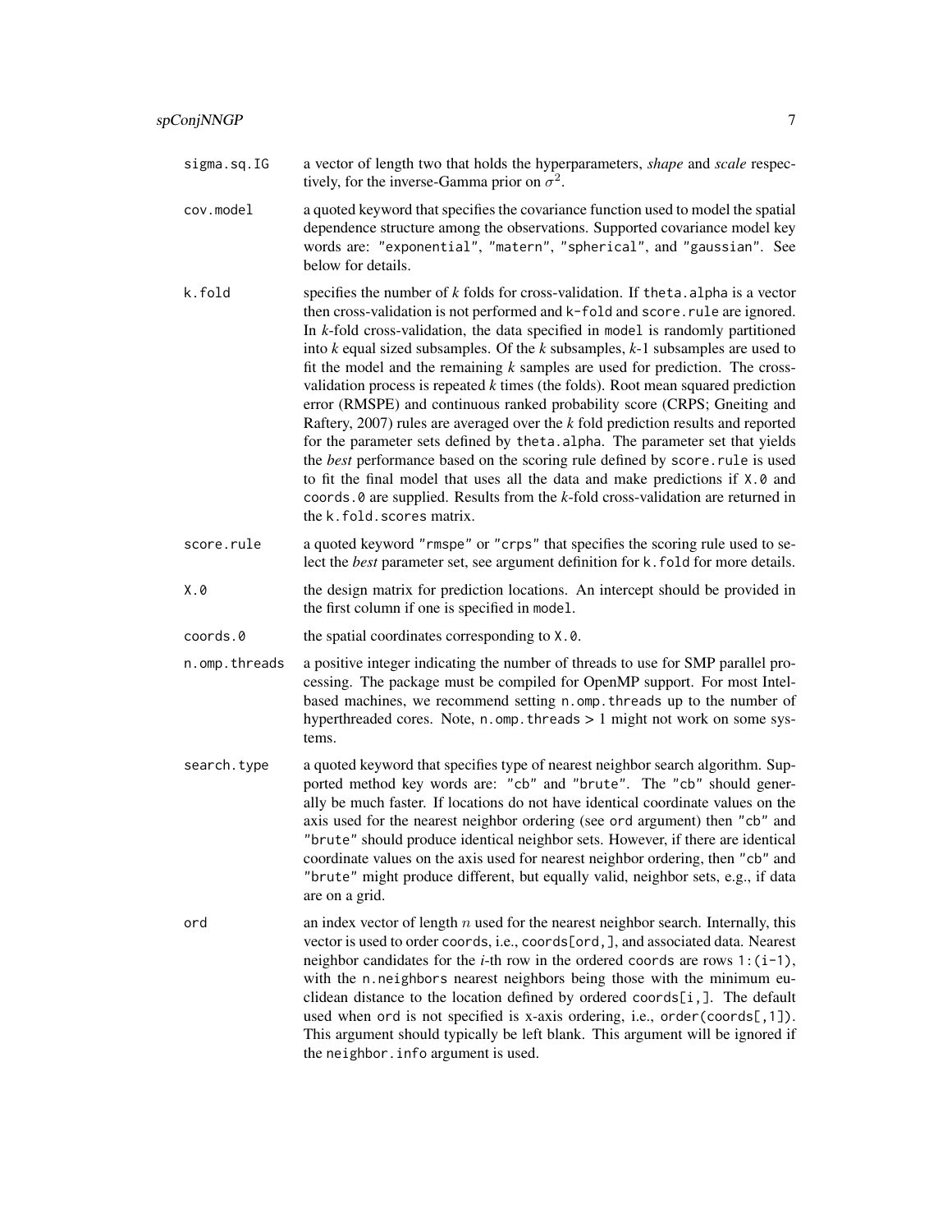`sigma.sq.IG`
: a vector of length two that holds the hyperparameters, *shape* and *scale* respectively, for the inverse-Gamma prior on $\sigma^2$.

`cov.model`
: a quoted keyword that specifies the covariance function used to model the spatial dependence structure among the observations. Supported covariance model key words are: `"exponential"`, `"matern"`, `"spherical"`, and `"gaussian"`. See below for details.

`k.fold`
: specifies the number of *k* folds for cross-validation. If `theta.alpha` is a vector then cross-validation is not performed and `k-fold` and `score.rule` are ignored. In *k*-fold cross-validation, the data specified in `model` is randomly partitioned into *k* equal sized subsamples. Of the *k* subsamples, *k*-1 subsamples are used to fit the model and the remaining *k* samples are used for prediction. The cross-validation process is repeated *k* times (the folds). Root mean squared prediction error (RMSPE) and continuous ranked probability score (CRPS; Gneiting and Raftery, 2007) rules are averaged over the *k* fold prediction results and reported for the parameter sets defined by `theta.alpha`. The parameter set that yields the *best* performance based on the scoring rule defined by `score.rule` is used to fit the final model that uses all the data and make predictions if `X.0` and `coords.0` are supplied. Results from the *k*-fold cross-validation are returned in the `k.fold.scores` matrix.

`score.rule`
: a quoted keyword `"rmspe"` or `"crps"` that specifies the scoring rule used to select the *best* parameter set, see argument definition for `k.fold` for more details.

`X.0`
: the design matrix for prediction locations. An intercept should be provided in the first column if one is specified in `model`.

`coords.0`
: the spatial coordinates corresponding to `X.0`.

`n.omp.threads`
: a positive integer indicating the number of threads to use for SMP parallel processing. The package must be compiled for OpenMP support. For most Intel-based machines, we recommend setting `n.omp.threads` up to the number of hyperthreaded cores. Note, `n.omp.threads` > 1 might not work on some systems.

`search.type`
: a quoted keyword that specifies type of nearest neighbor search algorithm. Supported method key words are: `"cb"` and `"brute"`. The `"cb"` should generally be much faster. If locations do not have identical coordinate values on the axis used for the nearest neighbor ordering (see `ord` argument) then `"cb"` and `"brute"` should produce identical neighbor sets. However, if there are identical coordinate values on the axis used for nearest neighbor ordering, then `"cb"` and `"brute"` might produce different, but equally valid, neighbor sets, e.g., if data are on a grid.

`ord`
: an index vector of length $n$ used for the nearest neighbor search. Internally, this vector is used to order `coords`, i.e., `coords[ord,]`, and associated data. Nearest neighbor candidates for the *i*-th row in the ordered `coords` are rows `1:(i-1)`, with the `n.neighbors` nearest neighbors being those with the minimum euclidean distance to the location defined by ordered `coords[i,]`. The default used when `ord` is not specified is x-axis ordering, i.e., `order(coords[,1])`. This argument should typically be left blank. This argument will be ignored if the `neighbor.info` argument is used.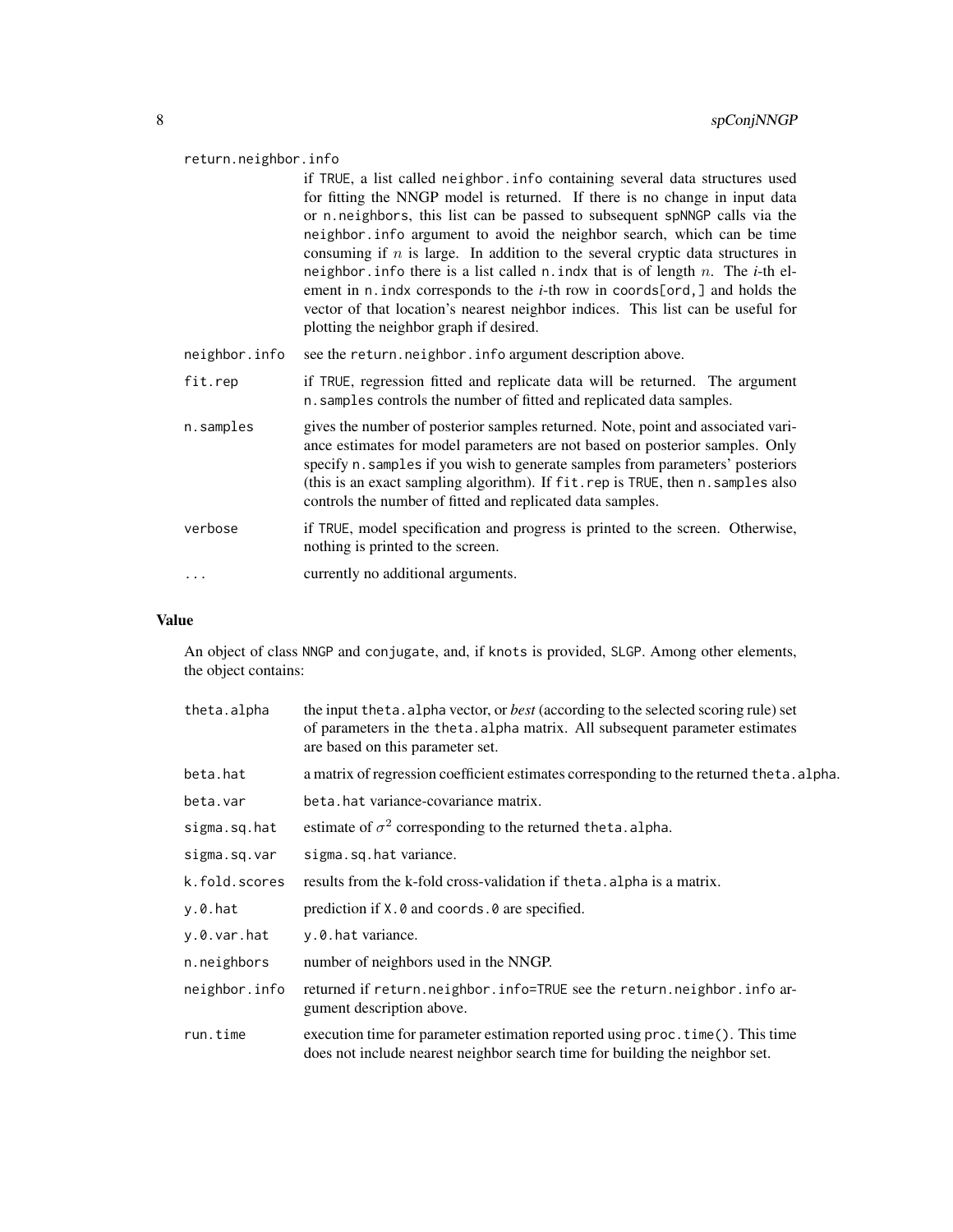return.neighbor.info
: if TRUE, a list called neighbor.info containing several data structures used for fitting the NNGP model is returned. If there is no change in input data or n.neighbors, this list can be passed to subsequent spNNGP calls via the neighbor.info argument to avoid the neighbor search, which can be time consuming if $n$ is large. In addition to the several cryptic data structures in neighbor.info there is a list called n.indx that is of length $n$. The *i*-th element in n.indx corresponds to the *i*-th row in coords[ord,] and holds the vector of that location's nearest neighbor indices. This list can be useful for plotting the neighbor graph if desired.

neighbor.info
: see the return.neighbor.info argument description above.

fit.rep
: if TRUE, regression fitted and replicate data will be returned. The argument n.samples controls the number of fitted and replicated data samples.

n.samples
: gives the number of posterior samples returned. Note, point and associated variance estimates for model parameters are not based on posterior samples. Only specify n.samples if you wish to generate samples from parameters' posteriors (this is an exact sampling algorithm). If fit.rep is TRUE, then n.samples also controls the number of fitted and replicated data samples.

verbose
: if TRUE, model specification and progress is printed to the screen. Otherwise, nothing is printed to the screen.

...
: currently no additional arguments.

## Value

An object of class NNGP and conjugate, and, if knots is provided, SLGP. Among other elements, the object contains:

theta.alpha
: the input theta.alpha vector, or *best* (according to the selected scoring rule) set of parameters in the theta.alpha matrix. All subsequent parameter estimates are based on this parameter set.

beta.hat
: a matrix of regression coefficient estimates corresponding to the returned theta.alpha.

beta.var
: beta.hat variance-covariance matrix.

sigma.sq.hat
: estimate of $\sigma^2$ corresponding to the returned theta.alpha.

sigma.sq.var
: sigma.sq.hat variance.

k.fold.scores
: results from the k-fold cross-validation if theta.alpha is a matrix.

y.0.hat
: prediction if X.0 and coords.0 are specified.

y.0.var.hat
: y.0.hat variance.

n.neighbors
: number of neighbors used in the NNGP.

neighbor.info
: returned if return.neighbor.info=TRUE see the return.neighbor.info argument description above.

run.time
: execution time for parameter estimation reported using proc.time(). This time does not include nearest neighbor search time for building the neighbor set.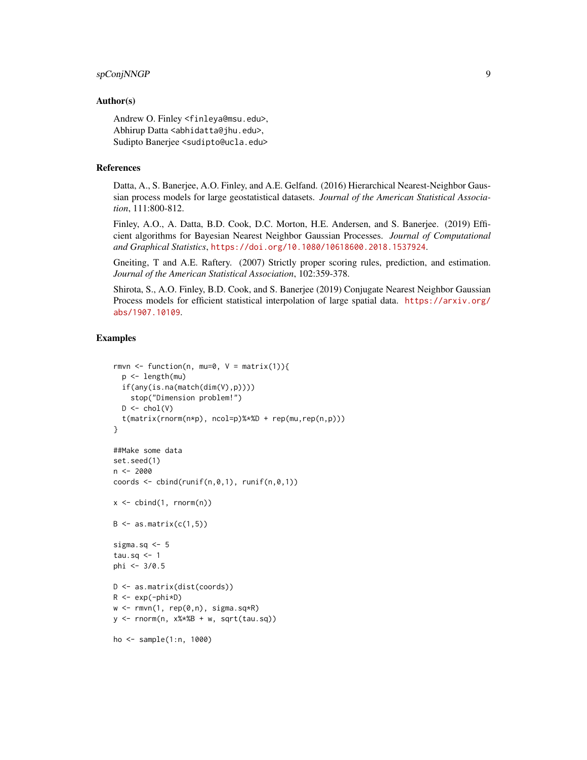## Author(s)

Andrew O. Finley <finleya@msu.edu>,
Abhirup Datta <abhidatta@jhu.edu>,
Sudipto Banerjee <sudipto@ucla.edu>

## References

Datta, A., S. Banerjee, A.O. Finley, and A.E. Gelfand. (2016) Hierarchical Nearest-Neighbor Gaussian process models for large geostatistical datasets. *Journal of the American Statistical Association*, 111:800-812.

Finley, A.O., A. Datta, B.D. Cook, D.C. Morton, H.E. Andersen, and S. Banerjee. (2019) Efficient algorithms for Bayesian Nearest Neighbor Gaussian Processes. *Journal of Computational and Graphical Statistics*, https://doi.org/10.1080/10618600.2018.1537924.

Gneiting, T and A.E. Raftery. (2007) Strictly proper scoring rules, prediction, and estimation. *Journal of the American Statistical Association*, 102:359-378.

Shirota, S., A.O. Finley, B.D. Cook, and S. Banerjee (2019) Conjugate Nearest Neighbor Gaussian Process models for efficient statistical interpolation of large spatial data. https://arxiv.org/abs/1907.10109.

## Examples

```
rmvn <- function(n, mu=0, V = matrix(1)){
  p <- length(mu)
  if(any(is.na(match(dim(V),p))))
    stop("Dimension problem!")
  D <- chol(V)
  t(matrix(rnorm(n*p), ncol=p)%*%D + rep(mu,rep(n,p)))
}

##Make some data
set.seed(1)
n <- 2000
coords <- cbind(runif(n,0,1), runif(n,0,1))

x <- cbind(1, rnorm(n))

B <- as.matrix(c(1,5))

sigma.sq <- 5
tau.sq <- 1
phi <- 3/0.5

D <- as.matrix(dist(coords))
R <- exp(-phi*D)
w <- rmvn(1, rep(0,n), sigma.sq*R)
y <- rnorm(n, x%*%B + w, sqrt(tau.sq))

ho <- sample(1:n, 1000)
```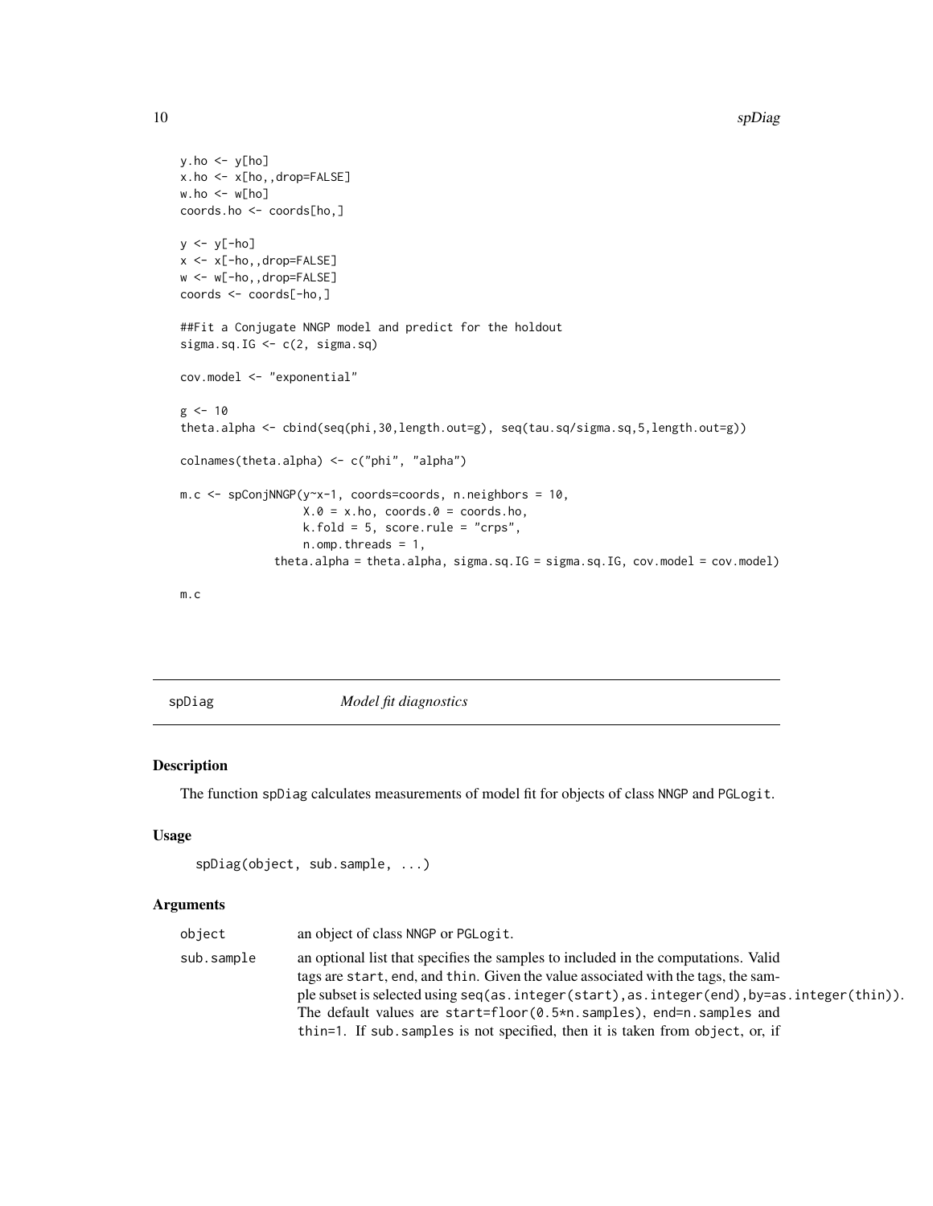```
y.ho <- y[ho]
x.ho <- x[ho,,drop=FALSE]
w.ho <- w[ho]
coords.ho <- coords[ho,]

y <- y[-ho]
x <- x[-ho,,drop=FALSE]
w <- w[-ho,,drop=FALSE]
coords <- coords[-ho,]

##Fit a Conjugate NNGP model and predict for the holdout
sigma.sq.IG <- c(2, sigma.sq)

cov.model <- "exponential"

g <- 10
theta.alpha <- cbind(seq(phi,30,length.out=g), seq(tau.sq/sigma.sq,5,length.out=g))

colnames(theta.alpha) <- c("phi", "alpha")

m.c <- spConjNNGP(y~x-1, coords=coords, n.neighbors = 10,
                  X.0 = x.ho, coords.0 = coords.ho,
                  k.fold = 5, score.rule = "crps",
                  n.omp.threads = 1,
              theta.alpha = theta.alpha, sigma.sq.IG = sigma.sq.IG, cov.model = cov.model)

m.c
```

---

## spDiag *Model fit diagnostics*

### Description

The function spDiag calculates measurements of model fit for objects of class NNGP and PGLogit.

### Usage

```
spDiag(object, sub.sample, ...)
```

### Arguments

| | |
|---|---|
| object | an object of class NNGP or PGLogit. |
| sub.sample | an optional list that specifies the samples to included in the computations. Valid tags are start, end, and thin. Given the value associated with the tags, the sample subset is selected using seq(as.integer(start),as.integer(end),by=as.integer(thin)). The default values are start=floor(0.5*n.samples), end=n.samples and thin=1. If sub.samples is not specified, then it is taken from object, or, if |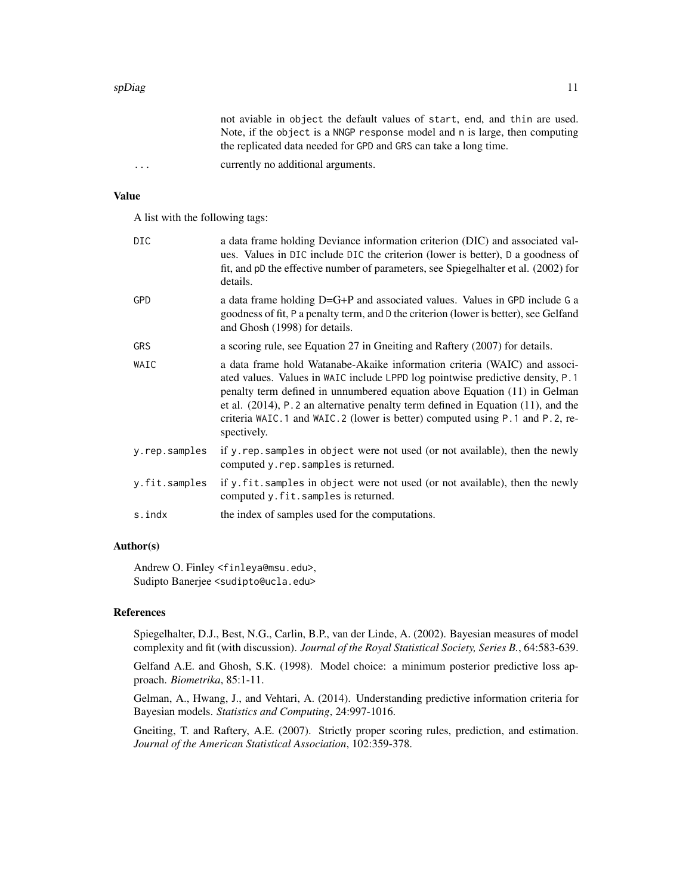not aviable in `object` the default values of `start`, `end`, and `thin` are used. Note, if the `object` is a `NNGP` `response` model and `n` is large, then computing the replicated data needed for `GPD` and `GRS` can take a long time.

`...` currently no additional arguments.

### Value

A list with the following tags:

`DIC` a data frame holding Deviance information criterion (DIC) and associated values. Values in `DIC` include `DIC` the criterion (lower is better), `D` a goodness of fit, and `pD` the effective number of parameters, see Spiegelhalter et al. (2002) for details.

`GPD` a data frame holding D=G+P and associated values. Values in `GPD` include `G` a goodness of fit, `P` a penalty term, and `D` the criterion (lower is better), see Gelfand and Ghosh (1998) for details.

`GRS` a scoring rule, see Equation 27 in Gneiting and Raftery (2007) for details.

`WAIC` a data frame hold Watanabe-Akaike information criteria (WAIC) and associated values. Values in `WAIC` include `LPPD` log pointwise predictive density, `P.1` penalty term defined in unnumbered equation above Equation (11) in Gelman et al. (2014), `P.2` an alternative penalty term defined in Equation (11), and the criteria `WAIC.1` and `WAIC.2` (lower is better) computed using `P.1` and `P.2`, respectively.

`y.rep.samples` if `y.rep.samples` in `object` were not used (or not available), then the newly computed `y.rep.samples` is returned.

`y.fit.samples` if `y.fit.samples` in `object` were not used (or not available), then the newly computed `y.fit.samples` is returned.

`s.indx` the index of samples used for the computations.

### Author(s)

Andrew O. Finley <finleya@msu.edu>,
Sudipto Banerjee <sudipto@ucla.edu>

### References

Spiegelhalter, D.J., Best, N.G., Carlin, B.P., van der Linde, A. (2002). Bayesian measures of model complexity and fit (with discussion). *Journal of the Royal Statistical Society, Series B.*, 64:583-639.

Gelfand A.E. and Ghosh, S.K. (1998). Model choice: a minimum posterior predictive loss approach. *Biometrika*, 85:1-11.

Gelman, A., Hwang, J., and Vehtari, A. (2014). Understanding predictive information criteria for Bayesian models. *Statistics and Computing*, 24:997-1016.

Gneiting, T. and Raftery, A.E. (2007). Strictly proper scoring rules, prediction, and estimation. *Journal of the American Statistical Association*, 102:359-378.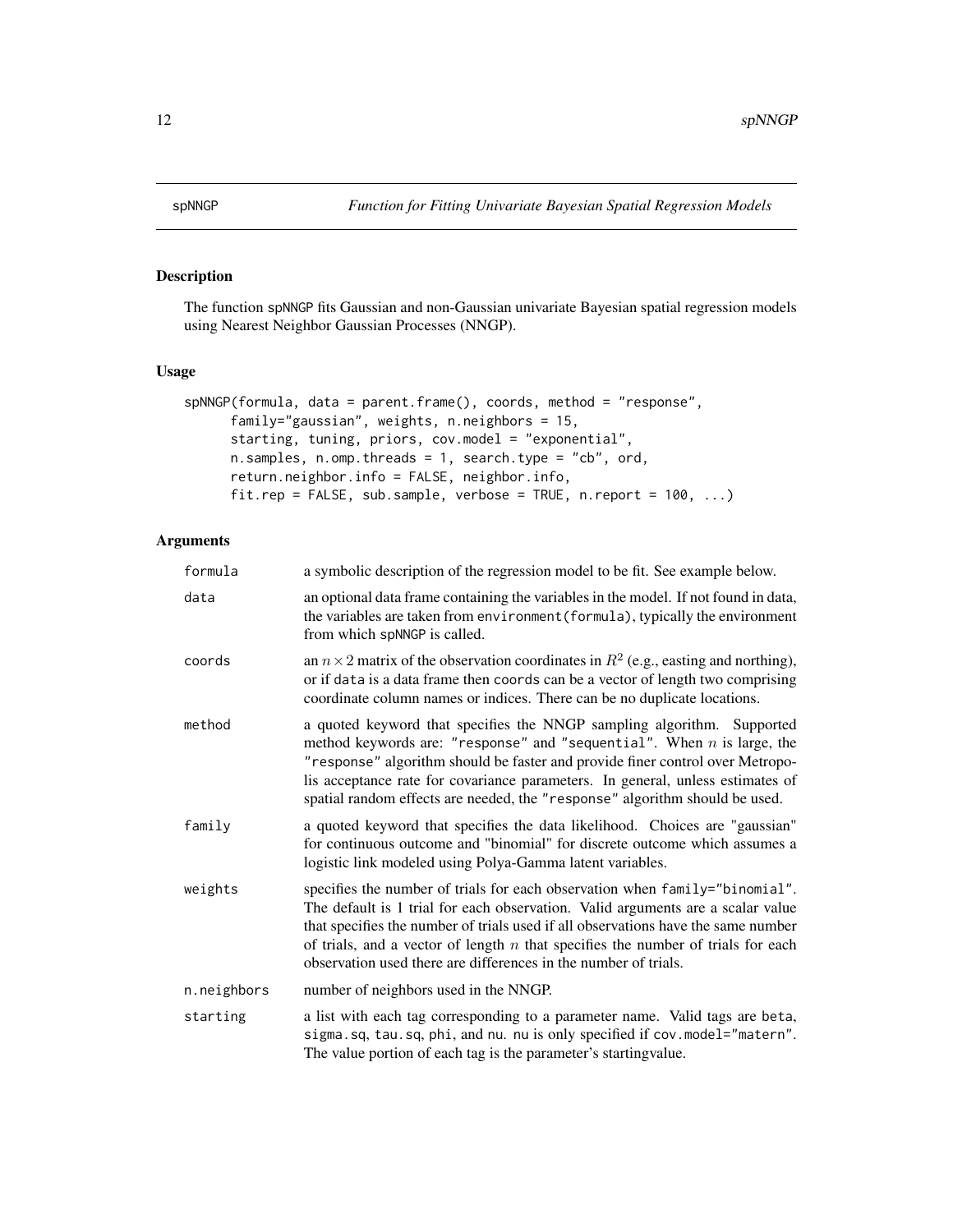spNNGP *Function for Fitting Univariate Bayesian Spatial Regression Models*

## Description

The function spNNGP fits Gaussian and non-Gaussian univariate Bayesian spatial regression models using Nearest Neighbor Gaussian Processes (NNGP).

## Usage

```
spNNGP(formula, data = parent.frame(), coords, method = "response",
      family="gaussian", weights, n.neighbors = 15,
      starting, tuning, priors, cov.model = "exponential",
      n.samples, n.omp.threads = 1, search.type = "cb", ord,
      return.neighbor.info = FALSE, neighbor.info,
      fit.rep = FALSE, sub.sample, verbose = TRUE, n.report = 100, ...)
```

## Arguments

| | |
|---|---|
| formula | a symbolic description of the regression model to be fit. See example below. |
| data | an optional data frame containing the variables in the model. If not found in data, the variables are taken from environment(formula), typically the environment from which spNNGP is called. |
| coords | an $n \times 2$ matrix of the observation coordinates in $R^2$ (e.g., easting and northing), or if data is a data frame then coords can be a vector of length two comprising coordinate column names or indices. There can be no duplicate locations. |
| method | a quoted keyword that specifies the NNGP sampling algorithm. Supported method keywords are: "response" and "sequential". When $n$ is large, the "response" algorithm should be faster and provide finer control over Metropolis acceptance rate for covariance parameters. In general, unless estimates of spatial random effects are needed, the "response" algorithm should be used. |
| family | a quoted keyword that specifies the data likelihood. Choices are "gaussian" for continuous outcome and "binomial" for discrete outcome which assumes a logistic link modeled using Polya-Gamma latent variables. |
| weights | specifies the number of trials for each observation when family="binomial". The default is 1 trial for each observation. Valid arguments are a scalar value that specifies the number of trials used if all observations have the same number of trials, and a vector of length $n$ that specifies the number of trials for each observation used there are differences in the number of trials. |
| n.neighbors | number of neighbors used in the NNGP. |
| starting | a list with each tag corresponding to a parameter name. Valid tags are beta, sigma.sq, tau.sq, phi, and nu. nu is only specified if cov.model="matern". The value portion of each tag is the parameter's startingvalue. |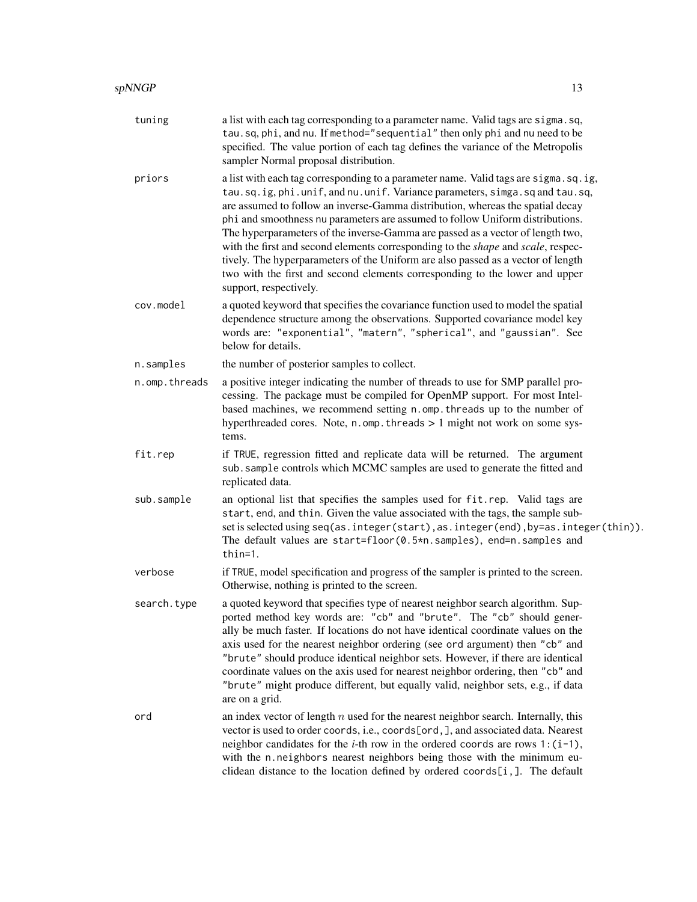| | |
|---|---|
| `tuning` | a list with each tag corresponding to a parameter name. Valid tags are `sigma.sq`, `tau.sq`, `phi`, and `nu`. If `method="sequential"` then only `phi` and `nu` need to be specified. The value portion of each tag defines the variance of the Metropolis sampler Normal proposal distribution. |
| `priors` | a list with each tag corresponding to a parameter name. Valid tags are `sigma.sq.ig`, `tau.sq.ig`, `phi.unif`, and `nu.unif`. Variance parameters, `simga.sq` and `tau.sq`, are assumed to follow an inverse-Gamma distribution, whereas the spatial decay `phi` and smoothness `nu` parameters are assumed to follow Uniform distributions. The hyperparameters of the inverse-Gamma are passed as a vector of length two, with the first and second elements corresponding to the *shape* and *scale*, respectively. The hyperparameters of the Uniform are also passed as a vector of length two with the first and second elements corresponding to the lower and upper support, respectively. |
| `cov.model` | a quoted keyword that specifies the covariance function used to model the spatial dependence structure among the observations. Supported covariance model key words are: `"exponential"`, `"matern"`, `"spherical"`, and `"gaussian"`. See below for details. |
| `n.samples` | the number of posterior samples to collect. |
| `n.omp.threads` | a positive integer indicating the number of threads to use for SMP parallel processing. The package must be compiled for OpenMP support. For most Intel-based machines, we recommend setting `n.omp.threads` up to the number of hyperthreaded cores. Note, `n.omp.threads` > 1 might not work on some systems. |
| `fit.rep` | if `TRUE`, regression fitted and replicate data will be returned. The argument `sub.sample` controls which MCMC samples are used to generate the fitted and replicated data. |
| `sub.sample` | an optional list that specifies the samples used for `fit.rep`. Valid tags are `start`, `end`, and `thin`. Given the value associated with the tags, the sample subset is selected using `seq(as.integer(start),as.integer(end),by=as.integer(thin))`. The default values are `start=floor(0.5*n.samples)`, `end=n.samples` and `thin=1`. |
| `verbose` | if `TRUE`, model specification and progress of the sampler is printed to the screen. Otherwise, nothing is printed to the screen. |
| `search.type` | a quoted keyword that specifies type of nearest neighbor search algorithm. Supported method key words are: `"cb"` and `"brute"`. The `"cb"` should generally be much faster. If locations do not have identical coordinate values on the axis used for the nearest neighbor ordering (see `ord` argument) then `"cb"` and `"brute"` should produce identical neighbor sets. However, if there are identical coordinate values on the axis used for nearest neighbor ordering, then `"cb"` and `"brute"` might produce different, but equally valid, neighbor sets, e.g., if data are on a grid. |
| `ord` | an index vector of length $n$ used for the nearest neighbor search. Internally, this vector is used to order `coords`, i.e., `coords[ord,]`, and associated data. Nearest neighbor candidates for the $i$-th row in the ordered `coords` are rows `1:(i-1)`, with the `n.neighbors` nearest neighbors being those with the minimum euclidean distance to the location defined by ordered `coords[i,]`. The default |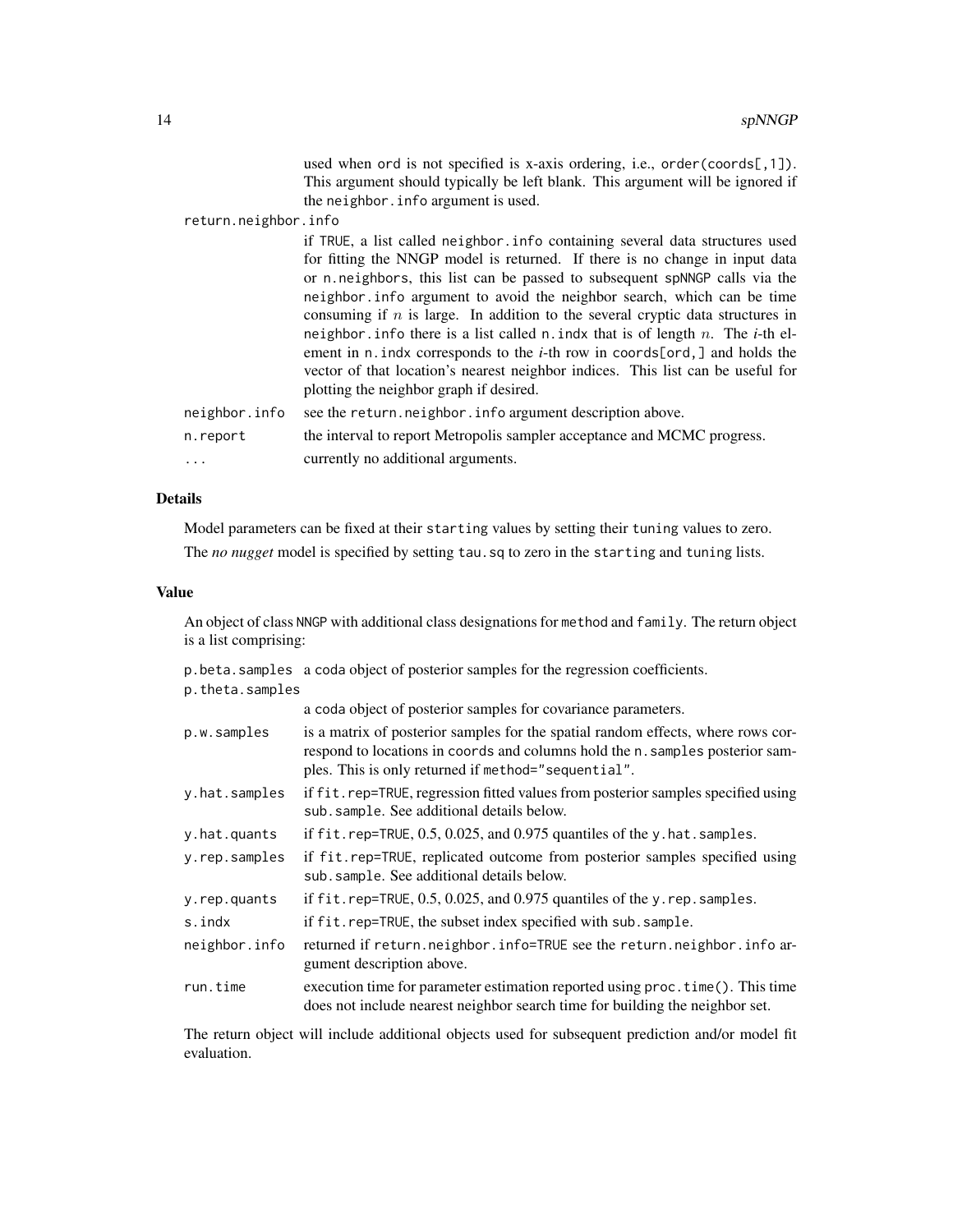used when ord is not specified is x-axis ordering, i.e., order(coords[,1]). This argument should typically be left blank. This argument will be ignored if the neighbor.info argument is used.

return.neighbor.info
: if TRUE, a list called neighbor.info containing several data structures used for fitting the NNGP model is returned. If there is no change in input data or n.neighbors, this list can be passed to subsequent spNNGP calls via the neighbor.info argument to avoid the neighbor search, which can be time consuming if $n$ is large. In addition to the several cryptic data structures in neighbor.info there is a list called n.indx that is of length $n$. The *i*-th element in n.indx corresponds to the *i*-th row in coords[ord,] and holds the vector of that location's nearest neighbor indices. This list can be useful for plotting the neighbor graph if desired.

neighbor.info
: see the return.neighbor.info argument description above.

n.report
: the interval to report Metropolis sampler acceptance and MCMC progress.

...
: currently no additional arguments.

## Details

Model parameters can be fixed at their starting values by setting their tuning values to zero.

The *no nugget* model is specified by setting tau.sq to zero in the starting and tuning lists.

## Value

An object of class NNGP with additional class designations for method and family. The return object is a list comprising:

p.beta.samples
: a coda object of posterior samples for the regression coefficients.

p.theta.samples
: a coda object of posterior samples for covariance parameters.

p.w.samples
: is a matrix of posterior samples for the spatial random effects, where rows correspond to locations in coords and columns hold the n.samples posterior samples. This is only returned if method="sequential".

y.hat.samples
: if fit.rep=TRUE, regression fitted values from posterior samples specified using sub.sample. See additional details below.

y.hat.quants
: if fit.rep=TRUE, 0.5, 0.025, and 0.975 quantiles of the y.hat.samples.

y.rep.samples
: if fit.rep=TRUE, replicated outcome from posterior samples specified using sub.sample. See additional details below.

y.rep.quants
: if fit.rep=TRUE, 0.5, 0.025, and 0.975 quantiles of the y.rep.samples.

s.indx
: if fit.rep=TRUE, the subset index specified with sub.sample.

neighbor.info
: returned if return.neighbor.info=TRUE see the return.neighbor.info argument description above.

run.time
: execution time for parameter estimation reported using proc.time(). This time does not include nearest neighbor search time for building the neighbor set.

The return object will include additional objects used for subsequent prediction and/or model fit evaluation.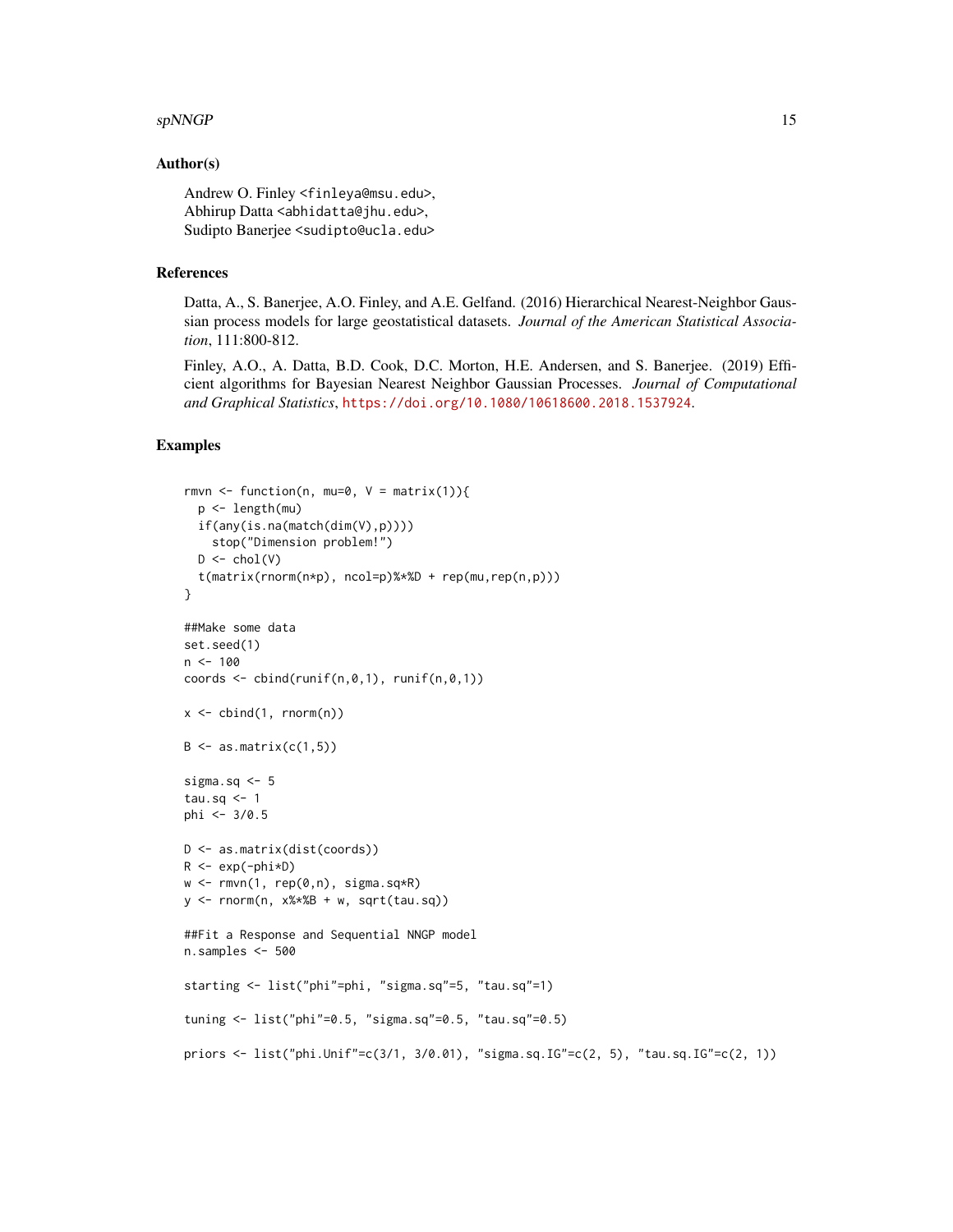## Author(s)

Andrew O. Finley <finleya@msu.edu>,
Abhirup Datta <abhidatta@jhu.edu>,
Sudipto Banerjee <sudipto@ucla.edu>

## References

Datta, A., S. Banerjee, A.O. Finley, and A.E. Gelfand. (2016) Hierarchical Nearest-Neighbor Gaussian process models for large geostatistical datasets. *Journal of the American Statistical Association*, 111:800-812.

Finley, A.O., A. Datta, B.D. Cook, D.C. Morton, H.E. Andersen, and S. Banerjee. (2019) Efficient algorithms for Bayesian Nearest Neighbor Gaussian Processes. *Journal of Computational and Graphical Statistics*, https://doi.org/10.1080/10618600.2018.1537924.

## Examples

```
rmvn <- function(n, mu=0, V = matrix(1)){
  p <- length(mu)
  if(any(is.na(match(dim(V),p))))
    stop("Dimension problem!")
  D <- chol(V)
  t(matrix(rnorm(n*p), ncol=p)%*%D + rep(mu,rep(n,p)))
}

##Make some data
set.seed(1)
n <- 100
coords <- cbind(runif(n,0,1), runif(n,0,1))

x <- cbind(1, rnorm(n))

B <- as.matrix(c(1,5))

sigma.sq <- 5
tau.sq <- 1
phi <- 3/0.5

D <- as.matrix(dist(coords))
R <- exp(-phi*D)
w <- rmvn(1, rep(0,n), sigma.sq*R)
y <- rnorm(n, x%*%B + w, sqrt(tau.sq))

##Fit a Response and Sequential NNGP model
n.samples <- 500

starting <- list("phi"=phi, "sigma.sq"=5, "tau.sq"=1)

tuning <- list("phi"=0.5, "sigma.sq"=0.5, "tau.sq"=0.5)

priors <- list("phi.Unif"=c(3/1, 3/0.01), "sigma.sq.IG"=c(2, 5), "tau.sq.IG"=c(2, 1))
```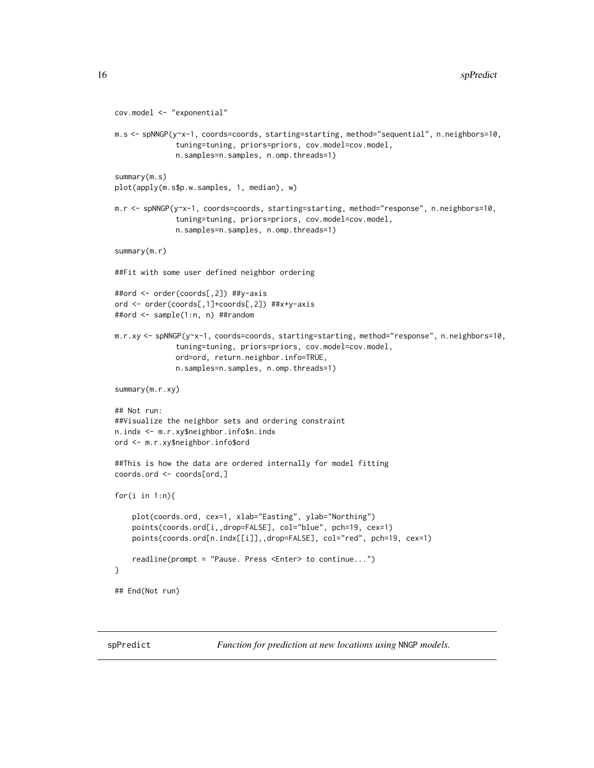```r
cov.model <- "exponential"

m.s <- spNNGP(y~x-1, coords=coords, starting=starting, method="sequential", n.neighbors=10,
              tuning=tuning, priors=priors, cov.model=cov.model,
              n.samples=n.samples, n.omp.threads=1)

summary(m.s)
plot(apply(m.s$p.w.samples, 1, median), w)

m.r <- spNNGP(y~x-1, coords=coords, starting=starting, method="response", n.neighbors=10,
              tuning=tuning, priors=priors, cov.model=cov.model,
              n.samples=n.samples, n.omp.threads=1)

summary(m.r)

##Fit with some user defined neighbor ordering

##ord <- order(coords[,2]) ##y-axis
ord <- order(coords[,1]+coords[,2]) ##x+y-axis
##ord <- sample(1:n, n) ##random

m.r.xy <- spNNGP(y~x-1, coords=coords, starting=starting, method="response", n.neighbors=10,
              tuning=tuning, priors=priors, cov.model=cov.model,
              ord=ord, return.neighbor.info=TRUE,
              n.samples=n.samples, n.omp.threads=1)

summary(m.r.xy)

## Not run:
##Visualize the neighbor sets and ordering constraint
n.indx <- m.r.xy$neighbor.info$n.indx
ord <- m.r.xy$neighbor.info$ord

##This is how the data are ordered internally for model fitting
coords.ord <- coords[ord,]

for(i in 1:n){

    plot(coords.ord, cex=1, xlab="Easting", ylab="Northing")
    points(coords.ord[i,,drop=FALSE], col="blue", pch=19, cex=1)
    points(coords.ord[n.indx[[i]],,drop=FALSE], col="red", pch=19, cex=1)

    readline(prompt = "Pause. Press <Enter> to continue...")
}

## End(Not run)
```

## spPredict — *Function for prediction at new locations using* NNGP *models.*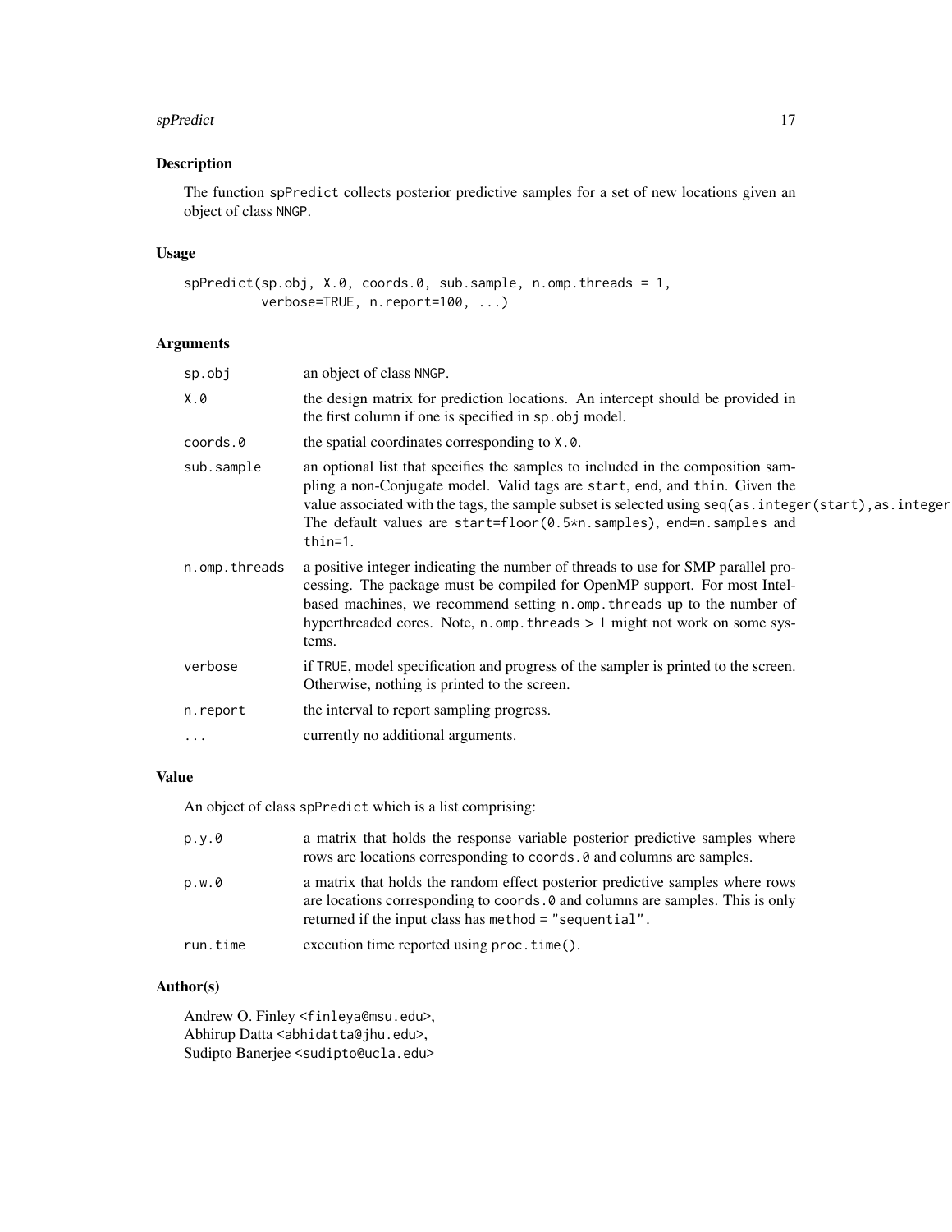## Description

The function spPredict collects posterior predictive samples for a set of new locations given an object of class NNGP.

## Usage

```
spPredict(sp.obj, X.0, coords.0, sub.sample, n.omp.threads = 1,
          verbose=TRUE, n.report=100, ...)
```

## Arguments

| | |
|---|---|
| sp.obj | an object of class NNGP. |
| X.0 | the design matrix for prediction locations. An intercept should be provided in the first column if one is specified in sp.obj model. |
| coords.0 | the spatial coordinates corresponding to X.0. |
| sub.sample | an optional list that specifies the samples to included in the composition sampling a non-Conjugate model. Valid tags are start, end, and thin. Given the value associated with the tags, the sample subset is selected using seq(as.integer(start),as.integer The default values are start=floor(0.5*n.samples), end=n.samples and thin=1. |
| n.omp.threads | a positive integer indicating the number of threads to use for SMP parallel processing. The package must be compiled for OpenMP support. For most Intel-based machines, we recommend setting n.omp.threads up to the number of hyperthreaded cores. Note, n.omp.threads > 1 might not work on some systems. |
| verbose | if TRUE, model specification and progress of the sampler is printed to the screen. Otherwise, nothing is printed to the screen. |
| n.report | the interval to report sampling progress. |
| ... | currently no additional arguments. |

## Value

An object of class spPredict which is a list comprising:

| | |
|---|---|
| p.y.0 | a matrix that holds the response variable posterior predictive samples where rows are locations corresponding to coords.0 and columns are samples. |
| p.w.0 | a matrix that holds the random effect posterior predictive samples where rows are locations corresponding to coords.0 and columns are samples. This is only returned if the input class has method = "sequential". |
| run.time | execution time reported using proc.time(). |

## Author(s)

Andrew O. Finley <finleya@msu.edu>,
Abhirup Datta <abhidatta@jhu.edu>,
Sudipto Banerjee <sudipto@ucla.edu>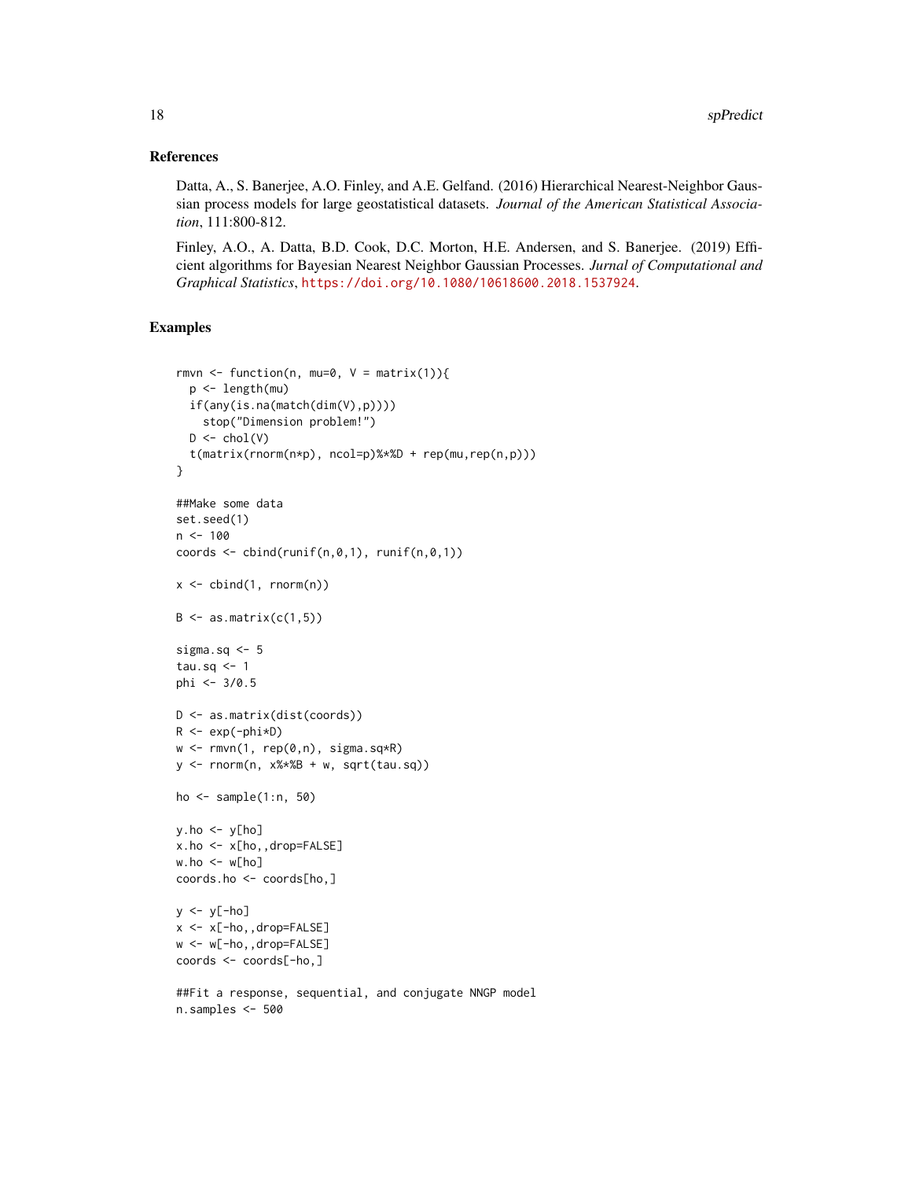## References

Datta, A., S. Banerjee, A.O. Finley, and A.E. Gelfand. (2016) Hierarchical Nearest-Neighbor Gaussian process models for large geostatistical datasets. *Journal of the American Statistical Association*, 111:800-812.

Finley, A.O., A. Datta, B.D. Cook, D.C. Morton, H.E. Andersen, and S. Banerjee. (2019) Efficient algorithms for Bayesian Nearest Neighbor Gaussian Processes. *Jurnal of Computational and Graphical Statistics*, https://doi.org/10.1080/10618600.2018.1537924.

## Examples

```
rmvn <- function(n, mu=0, V = matrix(1)){
  p <- length(mu)
  if(any(is.na(match(dim(V),p))))
    stop("Dimension problem!")
  D <- chol(V)
  t(matrix(rnorm(n*p), ncol=p)%*%D + rep(mu,rep(n,p)))
}

##Make some data
set.seed(1)
n <- 100
coords <- cbind(runif(n,0,1), runif(n,0,1))

x <- cbind(1, rnorm(n))

B <- as.matrix(c(1,5))

sigma.sq <- 5
tau.sq <- 1
phi <- 3/0.5

D <- as.matrix(dist(coords))
R <- exp(-phi*D)
w <- rmvn(1, rep(0,n), sigma.sq*R)
y <- rnorm(n, x%*%B + w, sqrt(tau.sq))

ho <- sample(1:n, 50)

y.ho <- y[ho]
x.ho <- x[ho,,drop=FALSE]
w.ho <- w[ho]
coords.ho <- coords[ho,]

y <- y[-ho]
x <- x[-ho,,drop=FALSE]
w <- w[-ho,,drop=FALSE]
coords <- coords[-ho,]

##Fit a response, sequential, and conjugate NNGP model
n.samples <- 500
```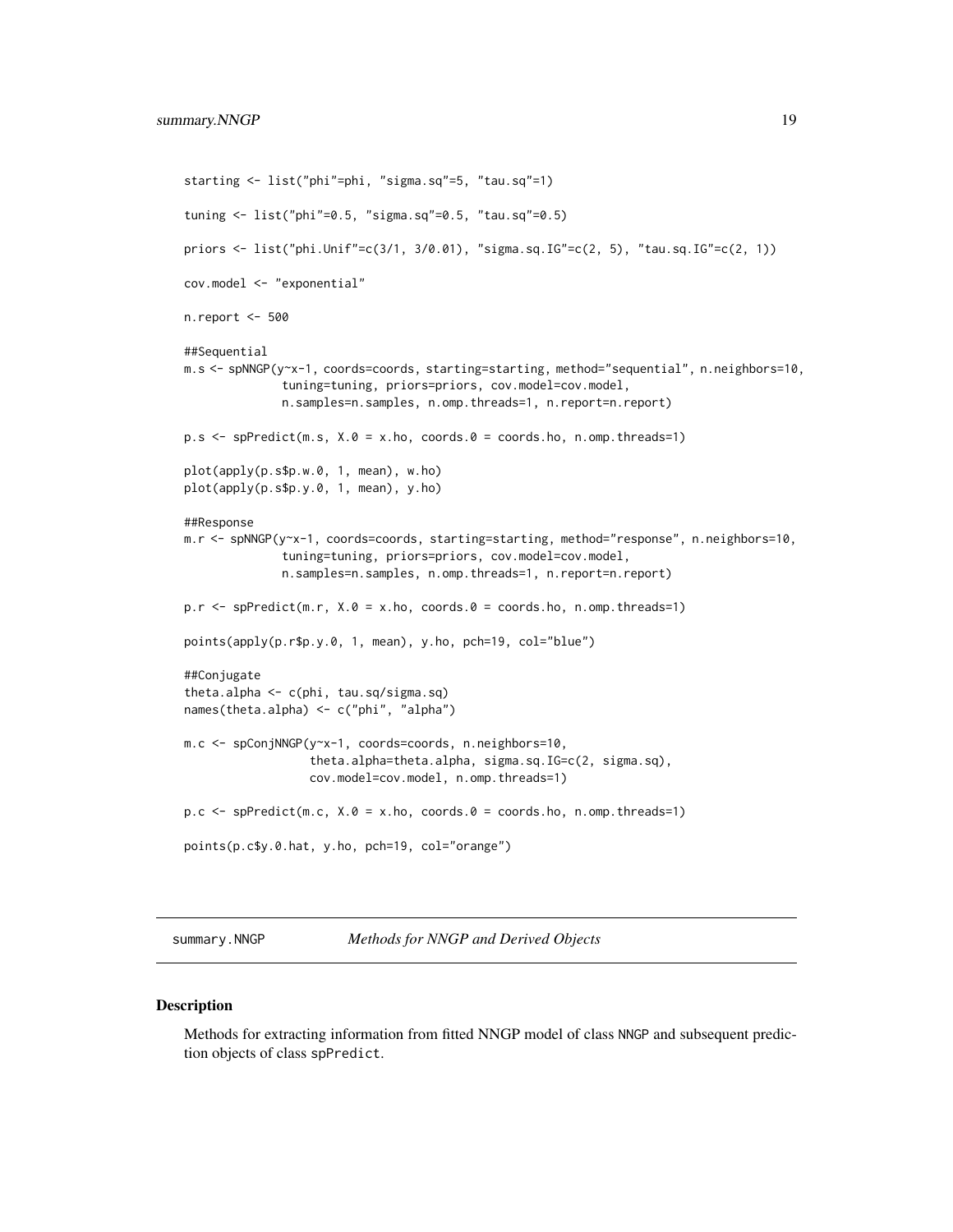```
starting <- list("phi"=phi, "sigma.sq"=5, "tau.sq"=1)

tuning <- list("phi"=0.5, "sigma.sq"=0.5, "tau.sq"=0.5)

priors <- list("phi.Unif"=c(3/1, 3/0.01), "sigma.sq.IG"=c(2, 5), "tau.sq.IG"=c(2, 1))

cov.model <- "exponential"

n.report <- 500

##Sequential
m.s <- spNNGP(y~x-1, coords=coords, starting=starting, method="sequential", n.neighbors=10,
              tuning=tuning, priors=priors, cov.model=cov.model,
              n.samples=n.samples, n.omp.threads=1, n.report=n.report)

p.s <- spPredict(m.s, X.0 = x.ho, coords.0 = coords.ho, n.omp.threads=1)

plot(apply(p.s$p.w.0, 1, mean), w.ho)
plot(apply(p.s$p.y.0, 1, mean), y.ho)

##Response
m.r <- spNNGP(y~x-1, coords=coords, starting=starting, method="response", n.neighbors=10,
              tuning=tuning, priors=priors, cov.model=cov.model,
              n.samples=n.samples, n.omp.threads=1, n.report=n.report)

p.r <- spPredict(m.r, X.0 = x.ho, coords.0 = coords.ho, n.omp.threads=1)

points(apply(p.r$p.y.0, 1, mean), y.ho, pch=19, col="blue")

##Conjugate
theta.alpha <- c(phi, tau.sq/sigma.sq)
names(theta.alpha) <- c("phi", "alpha")

m.c <- spConjNNGP(y~x-1, coords=coords, n.neighbors=10,
                  theta.alpha=theta.alpha, sigma.sq.IG=c(2, sigma.sq),
                  cov.model=cov.model, n.omp.threads=1)

p.c <- spPredict(m.c, X.0 = x.ho, coords.0 = coords.ho, n.omp.threads=1)

points(p.c$y.0.hat, y.ho, pch=19, col="orange")
```

# summary.NNGP *Methods for NNGP and Derived Objects*

## Description

Methods for extracting information from fitted NNGP model of class NNGP and subsequent prediction objects of class spPredict.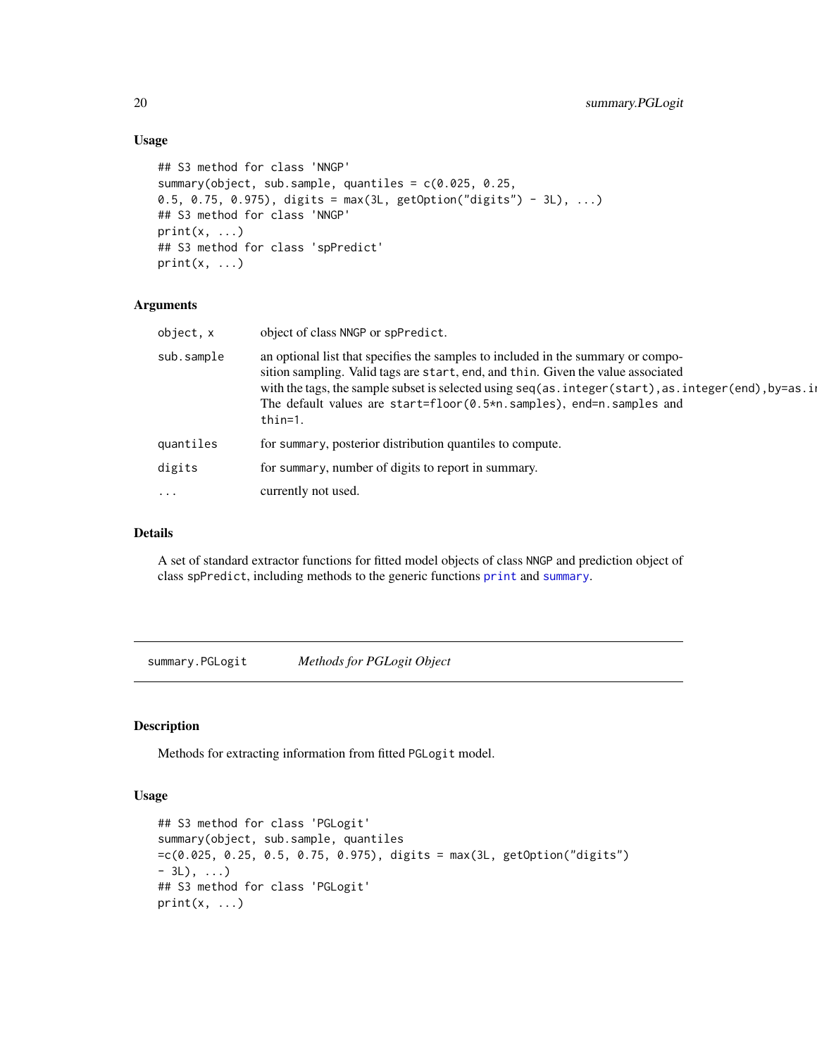### Usage

```
## S3 method for class 'NNGP'
summary(object, sub.sample, quantiles = c(0.025, 0.25,
0.5, 0.75, 0.975), digits = max(3L, getOption("digits") - 3L), ...)
## S3 method for class 'NNGP'
print(x, ...)
## S3 method for class 'spPredict'
print(x, ...)
```

### Arguments

| | |
|---|---|
| `object, x` | object of class `NNGP` or `spPredict`. |
| `sub.sample` | an optional list that specifies the samples to included in the summary or composition sampling. Valid tags are `start`, `end`, and `thin`. Given the value associated with the tags, the sample subset is selected using `seq(as.integer(start),as.integer(end),by=as.i` The default values are `start=floor(0.5*n.samples)`, `end=n.samples` and `thin=1`. |
| `quantiles` | for `summary`, posterior distribution quantiles to compute. |
| `digits` | for `summary`, number of digits to report in summary. |
| `...` | currently not used. |

### Details

A set of standard extractor functions for fitted model objects of class `NNGP` and prediction object of class `spPredict`, including methods to the generic functions `print` and `summary`.

---

## summary.PGLogit — *Methods for PGLogit Object*

### Description

Methods for extracting information from fitted `PGLogit` model.

### Usage

```
## S3 method for class 'PGLogit'
summary(object, sub.sample, quantiles
=c(0.025, 0.25, 0.5, 0.75, 0.975), digits = max(3L, getOption("digits")
- 3L), ...)
## S3 method for class 'PGLogit'
print(x, ...)
```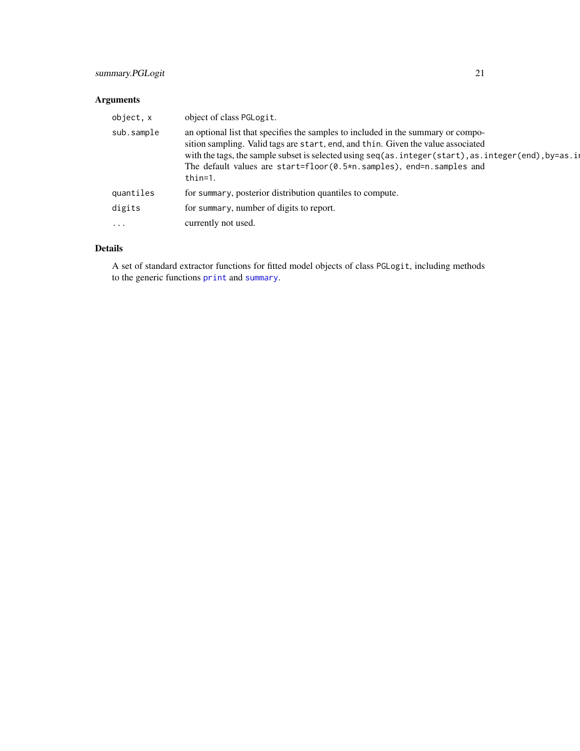## Arguments

| | |
|---|---|
| `object, x` | object of class `PGLogit`. |
| `sub.sample` | an optional list that specifies the samples to included in the summary or composition sampling. Valid tags are `start`, `end`, and `thin`. Given the value associated with the tags, the sample subset is selected using `seq(as.integer(start),as.integer(end),by=as.i` The default values are `start=floor(0.5*n.samples)`, `end=n.samples` and `thin=1`. |
| `quantiles` | for `summary`, posterior distribution quantiles to compute. |
| `digits` | for `summary`, number of digits to report. |
| `...` | currently not used. |

## Details

A set of standard extractor functions for fitted model objects of class `PGLogit`, including methods to the generic functions `print` and `summary`.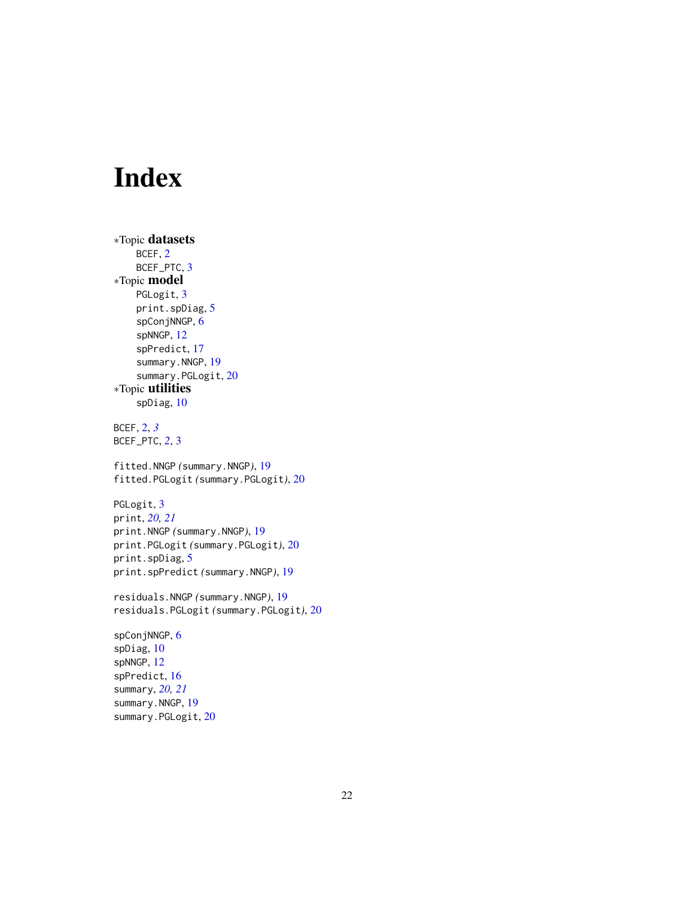# Index

∗Topic **datasets**
 BCEF, 2
 BCEF_PTC, 3
∗Topic **model**
 PGLogit, 3
 print.spDiag, 5
 spConjNNGP, 6
 spNNGP, 12
 spPredict, 17
 summary.NNGP, 19
 summary.PGLogit, 20
∗Topic **utilities**
 spDiag, 10

BCEF, 2, *3*
BCEF_PTC, *2*, 3

fitted.NNGP *(*summary.NNGP*)*, 19
fitted.PGLogit *(*summary.PGLogit*)*, 20

PGLogit, 3
print, *20, 21*
print.NNGP *(*summary.NNGP*)*, 19
print.PGLogit *(*summary.PGLogit*)*, 20
print.spDiag, 5
print.spPredict *(*summary.NNGP*)*, 19

residuals.NNGP *(*summary.NNGP*)*, 19
residuals.PGLogit *(*summary.PGLogit*)*, 20

spConjNNGP, 6
spDiag, 10
spNNGP, 12
spPredict, 16
summary, *20, 21*
summary.NNGP, 19
summary.PGLogit, 20